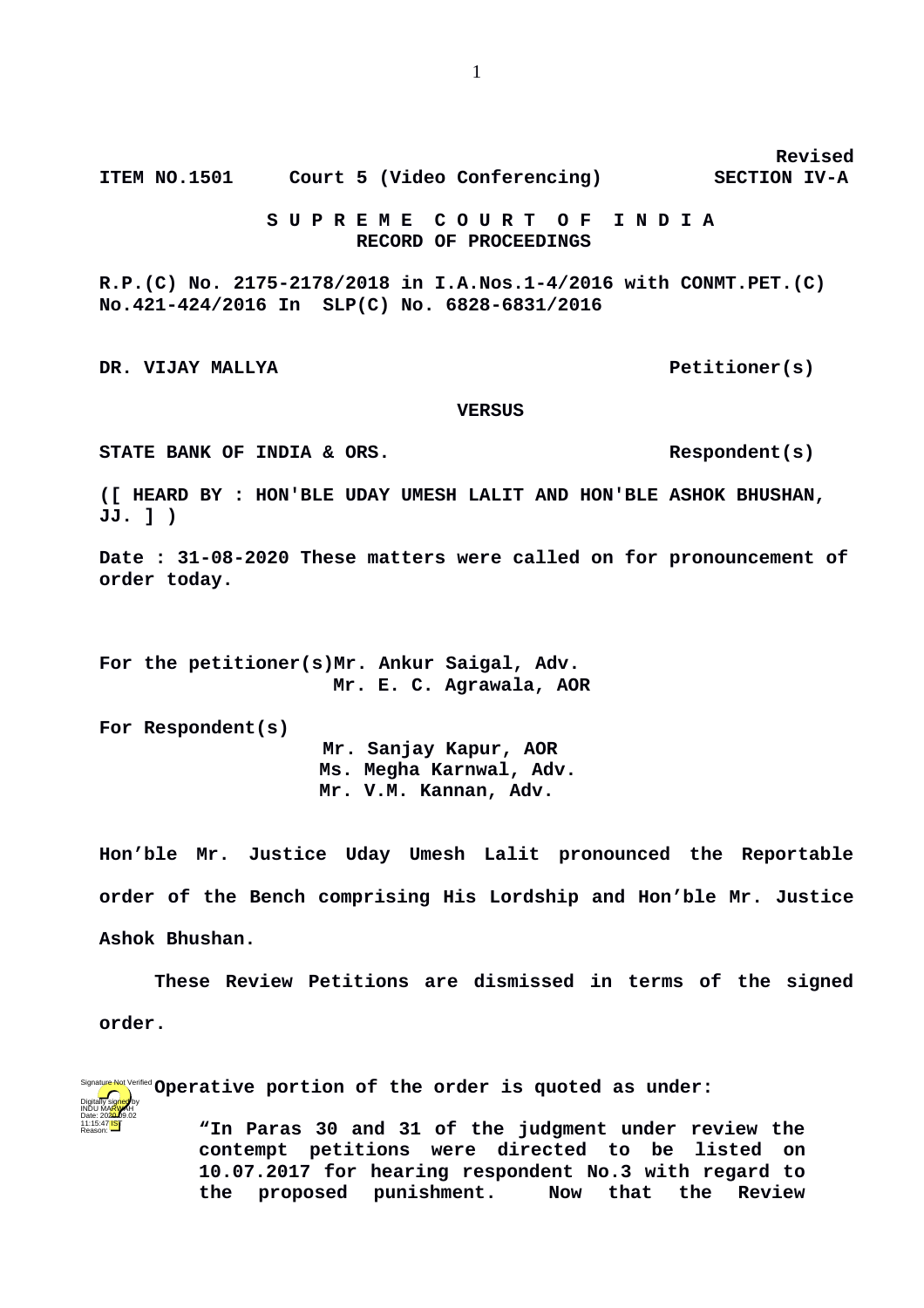**Revised**

**ITEM NO.1501 Court 5 (Video Conferencing) SECTION IV-A**

**S U P R E M E C O U R T O F I N D I A**
**RECORD OF PROCEEDINGS**

**R.P.(C) No. 2175-2178/2018 in I.A.Nos.1-4/2016 with CONMT.PET.(C) No.421-424/2016 In SLP(C) No. 6828-6831/2016**

**DR. VIJAY MALLYA Petitioner(s)**

**VERSUS**

**STATE BANK OF INDIA & ORS. Respondent(s)**

**([ HEARD BY : HON'BLE UDAY UMESH LALIT AND HON'BLE ASHOK BHUSHAN, JJ. ] )**

**Date : 31-08-2020 These matters were called on for pronouncement of order today.**

**For the petitioner(s)** Mr. Ankur Saigal, Adv.
Mr. E. C. Agrawala, AOR

**For Respondent(s)**
Mr. Sanjay Kapur, AOR
Ms. Megha Karnwal, Adv.
Mr. V.M. Kannan, Adv.

**Hon'ble Mr. Justice Uday Umesh Lalit pronounced the Reportable order of the Bench comprising His Lordship and Hon'ble Mr. Justice Ashok Bhushan.**

**These Review Petitions are dismissed in terms of the signed order.**

**Operative portion of the order is quoted as under:**

> **"In Paras 30 and 31 of the judgment under review the contempt petitions were directed to be listed on 10.07.2017 for hearing respondent No.3 with regard to the proposed punishment. Now that the Review**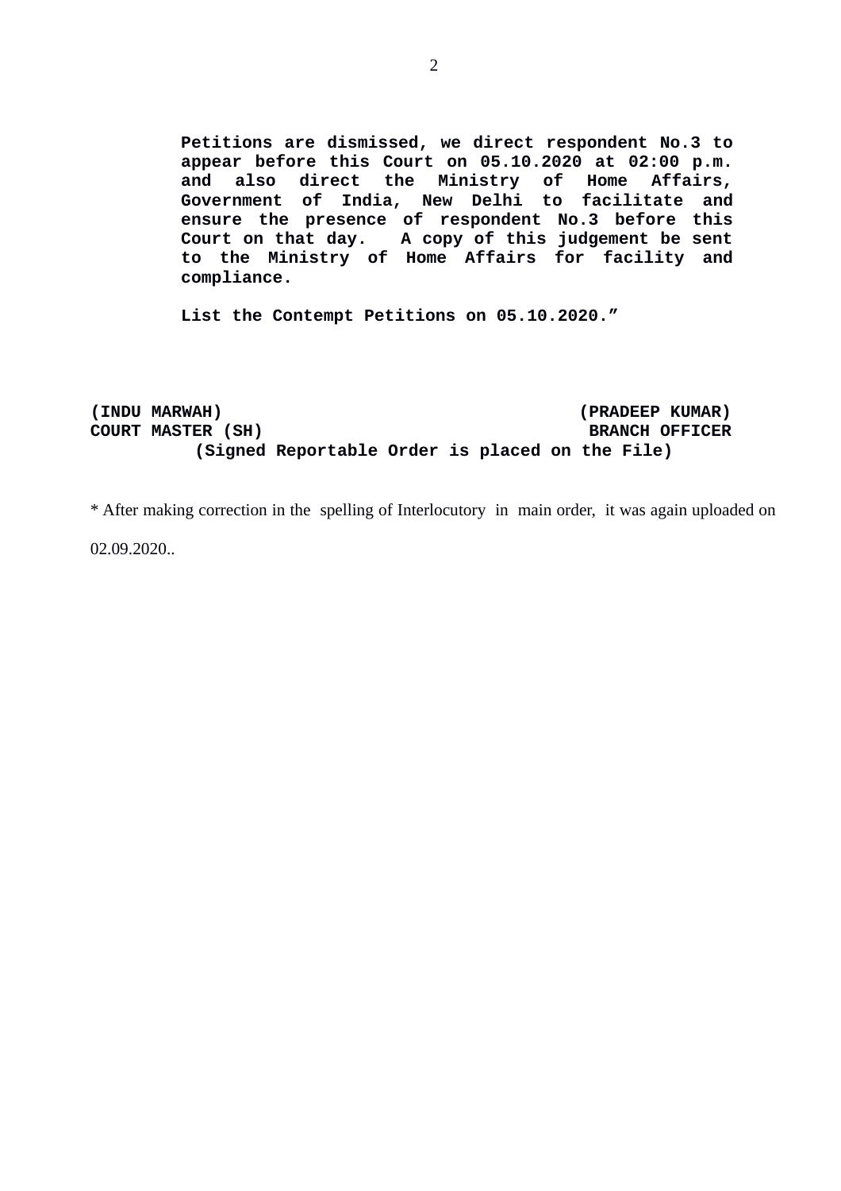**Petitions are dismissed, we direct respondent No.3 to appear before this Court on 05.10.2020 at 02:00 p.m. and also direct the Ministry of Home Affairs, Government of India, New Delhi to facilitate and ensure the presence of respondent No.3 before this Court on that day. A copy of this judgement be sent to the Ministry of Home Affairs for facility and compliance.**

**List the Contempt Petitions on 05.10.2020."**

**(INDU MARWAH)** — **(PRADEEP KUMAR)**
**COURT MASTER (SH)** — **BRANCH OFFICER**

**(Signed Reportable Order is placed on the File)**

* After making correction in the spelling of Interlocutory in main order, it was again uploaded on 02.09.2020..